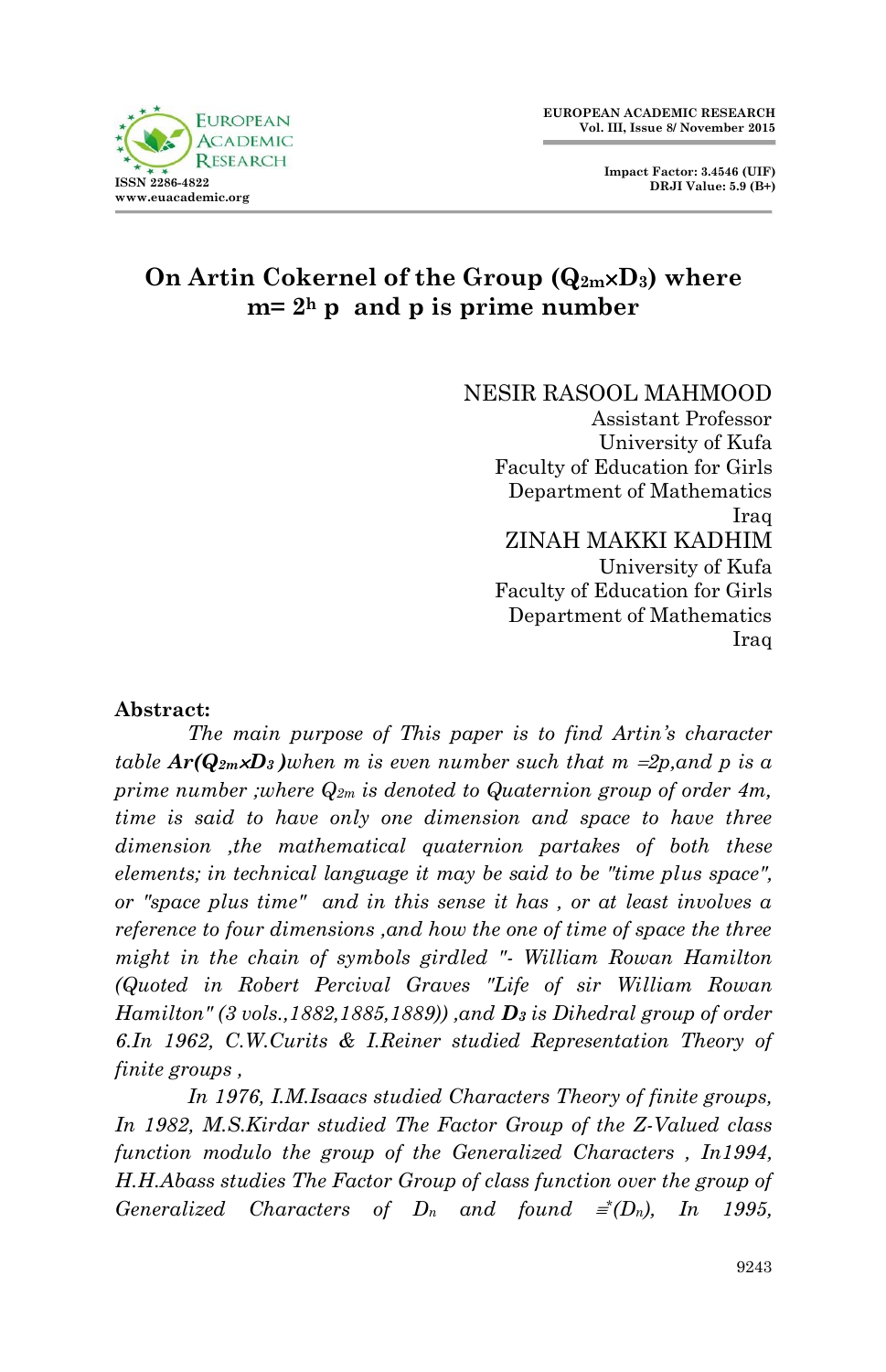# On Artin Cokernel of the Group ($Q_{2m}$×$D_3$) where m= $2^h$ p and p is prime number

NESIR RASOOL MAHMOOD
Assistant Professor
University of Kufa
Faculty of Education for Girls
Department of Mathematics
Iraq

ZINAH MAKKI KADHIM
University of Kufa
Faculty of Education for Girls
Department of Mathematics
Iraq

**Abstract:**

*The main purpose of This paper is to find Artin's character table* ***Ar(Q****2m*×***D****3* ***)****when m is even number such that m =2p,and p is a prime number ;where* $Q_{2m}$ *is denoted to Quaternion group of order 4m, time is said to have only one dimension and space to have three dimension ,the mathematical quaternion partakes of both these elements; in technical language it may be said to be "time plus space", or "space plus time" and in this sense it has , or at least involves a reference to four dimensions ,and how the one of time of space the three might in the chain of symbols girdled "- William Rowan Hamilton (Quoted in Robert Percival Graves "Life of sir William Rowan Hamilton" (3 vols.,1882,1885,1889)) ,and* $\boldsymbol{D_3}$ *is Dihedral group of order 6.In 1962, C.W.Curits & I.Reiner studied Representation Theory of finite groups ,*

*In 1976, I.M.Isaacs studied Characters Theory of finite groups, In 1982, M.S.Kirdar studied The Factor Group of the Z-Valued class function modulo the group of the Generalized Characters , In1994, H.H.Abass studies The Factor Group of class function over the group of Generalized Characters of* $D_n$ *and found* $\equiv^*(D_n)$*, In 1995,*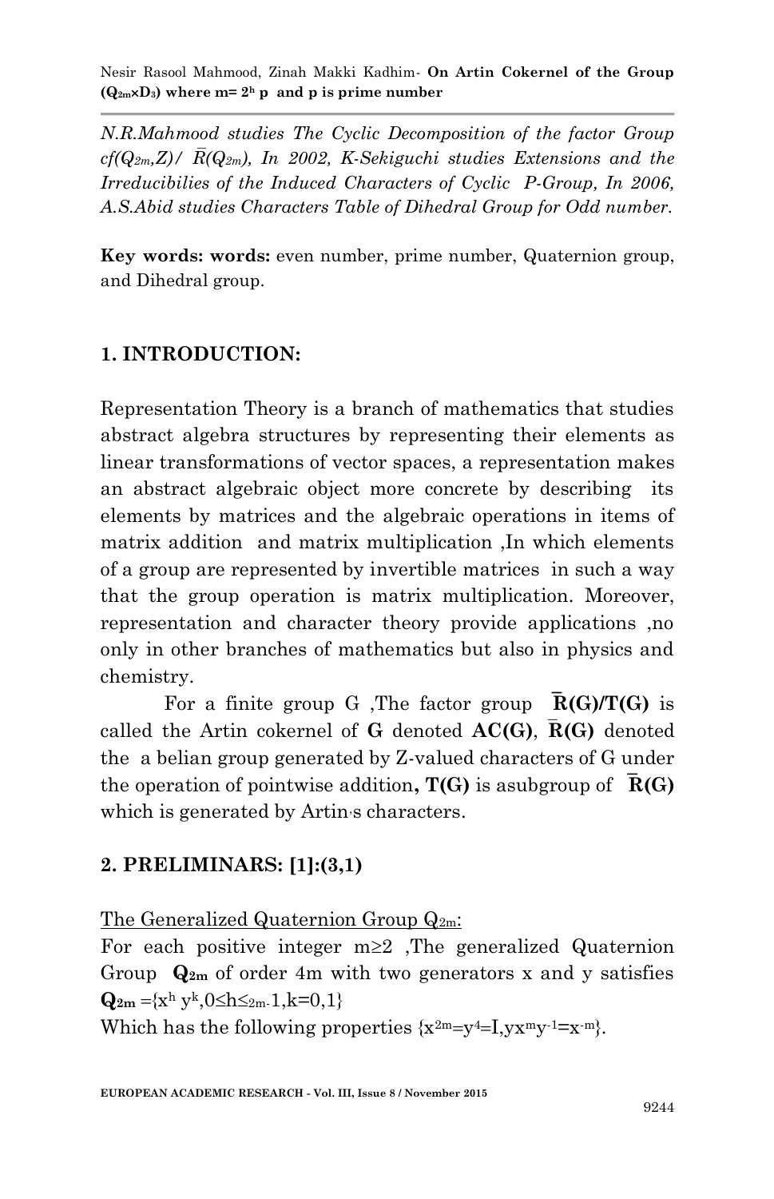*N.R.Mahmood studies The Cyclic Decomposition of the factor Group $cf(Q_{2m},Z)/\ \bar{R}(Q_{2m})$, In 2002, K-Sekiguchi studies Extensions and the Irreducibilies of the Induced Characters of Cyclic P-Group, In 2006, A.S.Abid studies Characters Table of Dihedral Group for Odd number.*

**Key words: words:** even number, prime number, Quaternion group, and Dihedral group.

## 1. INTRODUCTION:

Representation Theory is a branch of mathematics that studies abstract algebra structures by representing their elements as linear transformations of vector spaces, a representation makes an abstract algebraic object more concrete by describing its elements by matrices and the algebraic operations in items of matrix addition and matrix multiplication ,In which elements of a group are represented by invertible matrices in such a way that the group operation is matrix multiplication. Moreover, representation and character theory provide applications ,no only in other branches of mathematics but also in physics and chemistry.

For a finite group G ,The factor group $\bar{\mathbf{R}}\mathbf{(G)/T(G)}$ is called the Artin cokernel of **G** denoted **AC(G)**, $\bar{\mathbf{R}}\mathbf{(G)}$ denoted the a belian group generated by Z-valued characters of G under the operation of pointwise addition**, T(G)** is asubgroup of $\bar{\mathbf{R}}\mathbf{(G)}$ which is generated by Artin·s characters.

## 2. PRELIMINARS: [1]:(3,1)

The Generalized Quaternion Group $Q_{2m}$:

For each positive integer m≥2 ,The generalized Quaternion Group $\mathbf{Q_{2m}}$ of order 4m with two generators x and y satisfies $\mathbf{Q_{2m}}=\{x^h y^k, 0\leq h\leq_{2m-}1, k=0,1\}$

Which has the following properties $\{x^{2m}=y^4=I, yx^m y^{-1}=x^{-m}\}$.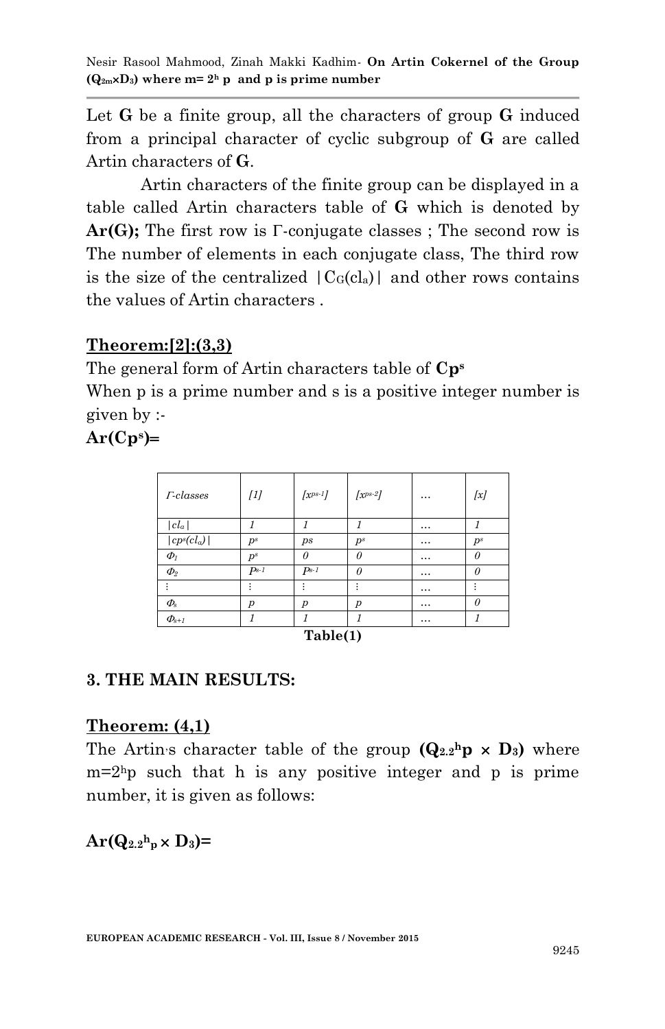Let **G** be a finite group, all the characters of group **G** induced from a principal character of cyclic subgroup of **G** are called Artin characters of **G**.

Artin characters of the finite group can be displayed in a table called Artin characters table of **G** which is denoted by **Ar(G);** The first row is Γ-conjugate classes ; The second row is The number of elements in each conjugate class, The third row is the size of the centralized $|C_G(cl_a)|$ and other rows contains the values of Artin characters .

**Theorem:[2]:(3,3)**

The general form of Artin characters table of $\mathbf{Cp^s}$

When p is a prime number and s is a positive integer number is given by :-

$\mathbf{Ar(Cp^s)}$=

| *Γ-classes* | *[1]* | *[$x^{p^{s-1}}$]* | *[$x^{p^{s-2}}$]* | … | *[x]* |
|---|---|---|---|---|---|
| $\|cl_a\|$ | 1 | 1 | 1 | … | 1 |
| $\|cp^s(cl_a)\|$ | $p^s$ | ps | $p^s$ | … | $p^s$ |
| $\Phi_1$ | $p^s$ | 0 | 0 | … | 0 |
| $\Phi_2$ | $P^{s-1}$ | $P^{s-1}$ | 0 | … | 0 |
| ⋮ | ⋮ | ⋮ | ⋮ | … | ⋮ |
| $\Phi_s$ | p | p | p | … | 0 |
| $\Phi_{s+1}$ | 1 | 1 | 1 | … | 1 |

**Table(1)**

## 3. THE MAIN RESULTS:

**Theorem: (4,1)**

The Artin's character table of the group $\mathbf{(Q_{2.2^hp} \times D_3)}$ where $m=2^hp$ such that h is any positive integer and p is prime number, it is given as follows:

$\mathbf{Ar(Q_{2.2^hp} \times D_3)}$=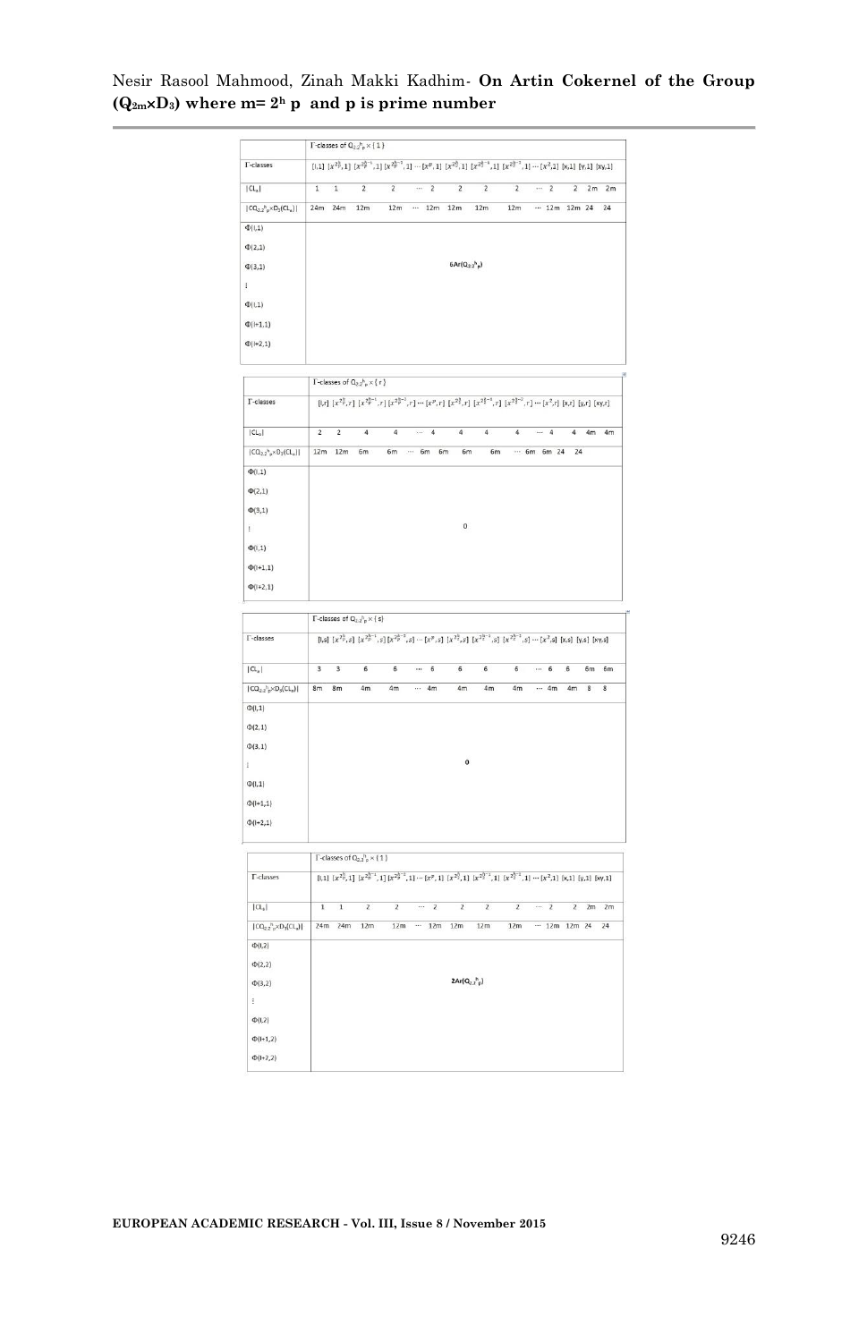| | Γ-classes of $Q_{2\cdot2^h p}\times\{1\}$ | | | | | | | | | | | | | |
|---|---|---|---|---|---|---|---|---|---|---|---|---|---|---|
| Γ-classes | $[I,1]$ | $[x^{2^h_p},1]$ | $[x^{2^{h-1}_p},1]$ | $[x^{2^{h-2}_p},1]$ | ⋯ | $[x^p,1]$ | $[x^{2^h_2},1]$ | $[x^{2^{h-1}_2},1]$ | $[x^{2^{h-2}_2},1]$ | ⋯ | $[x^2,1]$ | $[x,1]$ | $[y,1]$ | $[xy,1]$ |
| $\|CL_\alpha\|$ | 1 | 1 | 2 | 2 | ⋯ | 2 | 2 | 2 | 2 | ⋯ | 2 | 2 | 2m | 2m |
| $\|CQ_{2\cdot2^h p}\times D_3(CL_\alpha)\|$ | 24m | 24m | 12m | 12m | ⋯ | 12m | 12m | 12m | 12m | ⋯ | 12m | 12m | 24 | 24 |
| $\Phi(I,1)$ | | | | | | | | | | | | | | |
| $\Phi(2,1)$ | | | | | | | | | | | | | | |
| $\Phi(3,1)$ | | | | | | | $6Ar(Q_{2\cdot2^h p})$ | | | | | | | |
| ⋮ | | | | | | | | | | | | | | |
| $\Phi(l,1)$ | | | | | | | | | | | | | | |
| $\Phi(l+1,1)$ | | | | | | | | | | | | | | |
| $\Phi(l+2,1)$ | | | | | | | | | | | | | | |

| | Γ-classes of $Q_{2\cdot2^h p}\times\{r\}$ | | | | | | | | | | | | | |
|---|---|---|---|---|---|---|---|---|---|---|---|---|---|---|
| Γ-classes | $[I,r]$ | $[x^{2^h_p},r]$ | $[x^{2^{h-1}_p},r]$ | $[x^{2^{h-2}_p},r]$ | ⋯ | $[x^p,r]$ | $[x^{2^h_2},r]$ | $[x^{2^{h-1}_2},r]$ | $[x^{2^{h-2}_2},r]$ | ⋯ | $[x^2,r]$ | $[x,r]$ | $[y,r]$ | $[xy,r]$ |
| $\|CL_\alpha\|$ | 2 | 2 | 4 | 4 | ⋯ | 4 | 4 | 4 | 4 | ⋯ | 4 | 4 | 4m | 4m |
| $\|CQ_{2\cdot2^h p}\times D_3(CL_\alpha)\|$ | 12m | 12m | 6m | 6m | ⋯ | 6m | 6m | 6m | 6m | ⋯ | 6m | 6m | 24 | 24 |
| $\Phi(I,1)$ | | | | | | | | | | | | | | |
| $\Phi(2,1)$ | | | | | | | | | | | | | | |
| $\Phi(3,1)$ | | | | | | | | | | | | | | |
| ⋮ | | | | | | | 0 | | | | | | | |
| $\Phi(l,1)$ | | | | | | | | | | | | | | |
| $\Phi(l+1,1)$ | | | | | | | | | | | | | | |
| $\Phi(l+2,1)$ | | | | | | | | | | | | | | |

| | Γ-classes of $Q_{2\cdot2^h p}\times\{s\}$ | | | | | | | | | | | | | |
|---|---|---|---|---|---|---|---|---|---|---|---|---|---|---|
| Γ-classes | $[I,s]$ | $[x^{2^h_p},s]$ | $[x^{2^{h-1}_p},s]$ | $[x^{2^{h-2}_p},s]$ | ⋯ | $[x^p,s]$ | $[x^{2^h_2},s]$ | $[x^{2^{h-1}_2},s]$ | $[x^{2^{h-2}_2},s]$ | ⋯ | $[x^2,s]$ | $[x,s]$ | $[y,s]$ | $[xy,s]$ |
| $\|CL_\alpha\|$ | 3 | 3 | 6 | 6 | ⋯ | 6 | 6 | 6 | 6 | ⋯ | 6 | 6 | 6m | 6m |
| $\|CQ_{2\cdot2^h p}\times D_3(CL_\alpha)\|$ | 8m | 8m | 4m | 4m | ⋯ | 4m | 4m | 4m | 4m | ⋯ | 4m | 4m | 8 | 8 |
| $\Phi(I,1)$ | | | | | | | | | | | | | | |
| $\Phi(2,1)$ | | | | | | | | | | | | | | |
| $\Phi(3,1)$ | | | | | | | | | | | | | | |
| ⋮ | | | | | | | 0 | | | | | | | |
| $\Phi(l,1)$ | | | | | | | | | | | | | | |
| $\Phi(l+1,1)$ | | | | | | | | | | | | | | |
| $\Phi(l+2,1)$ | | | | | | | | | | | | | | |

| | Γ-classes of $Q_{2\cdot2^h p}\times\{1\}$ | | | | | | | | | | | | | |
|---|---|---|---|---|---|---|---|---|---|---|---|---|---|---|
| Γ-classes | $[I,1]$ | $[x^{2^h_p},1]$ | $[x^{2^{h-1}_p},1]$ | $[x^{2^{h-2}_p},1]$ | ⋯ | $[x^p,1]$ | $[x^{2^h_2},1]$ | $[x^{2^{h-1}_2},1]$ | $[x^{2^{h-2}_2},1]$ | ⋯ | $[x^2,1]$ | $[x,1]$ | $[y,1]$ | $[xy,1]$ |
| $\|CL_\alpha\|$ | 1 | 1 | 2 | 2 | ⋯ | 2 | 2 | 2 | 2 | ⋯ | 2 | 2 | 2m | 2m |
| $\|CQ_{2\cdot2^h p}\times D_3(CL_\alpha)\|$ | 24m | 24m | 12m | 12m | ⋯ | 12m | 12m | 12m | 12m | ⋯ | 12m | 12m | 24 | 24 |
| $\Phi(I,2)$ | | | | | | | | | | | | | | |
| $\Phi(2,2)$ | | | | | | | | | | | | | | |
| $\Phi(3,2)$ | | | | | | | $2Ar(Q_{2\cdot2^h p})$ | | | | | | | |
| ⋮ | | | | | | | | | | | | | | |
| $\Phi(l,2)$ | | | | | | | | | | | | | | |
| $\Phi(l+1,2)$ | | | | | | | | | | | | | | |
| $\Phi(l+2,2)$ | | | | | | | | | | | | | | |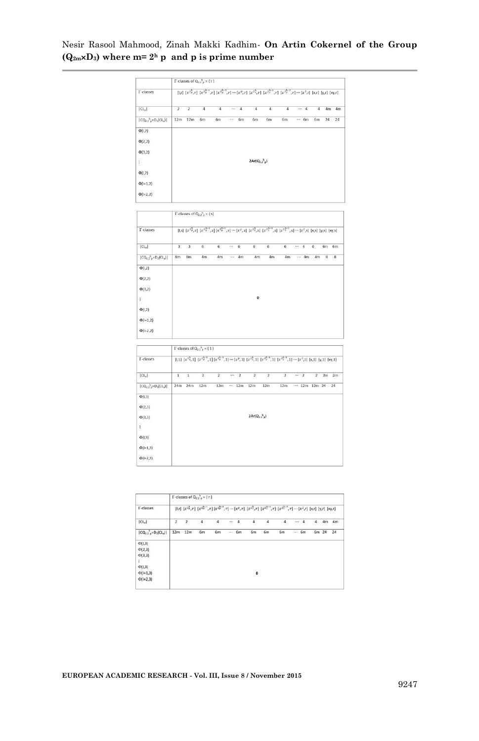| | Γ-classes of $Q_{2.2^h p} \times \{r\}$ | | | | | | | | | | | | | | |
|---|---|---|---|---|---|---|---|---|---|---|---|---|---|---|---|
| Γ-classes | $[1,r]$ | $[x^{2^h_p},r]$ | $[x^{2^{h-1}_p},r]$ | $[x^{2^{h-2}_p},r]$ | ⋯ | $[x^p,r]$ | $[x^{2^h_2},r]$ | $[x^{2^{h-1}_2},r]$ | $[x^{2^{h-2}_2},r]$ | ⋯ | $[x^2,r]$ | $[x,r]$ | $[y,r]$ | $[xy,r]$ |
| $\lvert CL_\alpha \rvert$ | 2 | 2 | 4 | 4 | ⋯ | 4 | 4 | 4 | 4 | ⋯ | 4 | 4 | 4m | 4m |
| $\lvert C_{Q_{2.2^h p}\times D_3}(CL_\alpha) \rvert$ | 12m | 12m | 6m | 6m | ⋯ | 6m | 6m | 6m | 6m | ⋯ | 6m | 6m | 24 | 24 |
| $\Phi(1,2)$<br>$\Phi(2,2)$<br>$\Phi(3,2)$<br>⋮<br>$\Phi(l,2)$<br>$\Phi(l+1,2)$<br>$\Phi(l+2,2)$ | $2Ar(Q_{2.2^h p})$ | | | | | | | | | | | | | |

| | Γ-classes of $Q_{2.2^h p} \times \{s\}$ | | | | | | | | | | | | | |
|---|---|---|---|---|---|---|---|---|---|---|---|---|---|---|
| Γ-classes | $[1,s]$ | $[x^{2^h_p},s]$ | $[x^{2^{h-1}_p},s]$ | $[x^{2^{h-2}_p},s]$ | ⋯ | $[x^p,s]$ | $[x^{2^h_2},s]$ | $[x^{2^{h-1}_2},s]$ | $[x^{2^{h-2}_2},s]$ | ⋯ | $[x^2,s]$ | $[x,s]$ | $[y,s]$ | $[xy,s]$ |
| $\lvert CL_\alpha \rvert$ | 3 | 3 | 6 | 6 | ⋯ | 6 | 6 | 6 | 6 | ⋯ | 6 | 6 | 6m | 6m |
| $\lvert C_{Q_{2.2^h p}\times D_3}(CL_\alpha) \rvert$ | 8m | 8m | 4m | 4m | ⋯ | 4m | 4m | 4m | 4m | ⋯ | 4m | 4m | 8 | 8 |
| $\Phi(1,2)$<br>$\Phi(2,2)$<br>$\Phi(3,2)$<br>⋮<br>$\Phi(l,2)$<br>$\Phi(l+1,2)$<br>$\Phi(l+2,2)$ | 0 | | | | | | | | | | | | | |

| | Γ-classes of $Q_{2.2^h p} \times \{1\}$ | | | | | | | | | | | | | |
|---|---|---|---|---|---|---|---|---|---|---|---|---|---|---|
| Γ-classes | $[1,1]$ | $[x^{2^h_p},1]$ | $[x^{2^{h-1}_p},1]$ | $[x^{2^{h-2}_p},1]$ | ⋯ | $[x^p,1]$ | $[x^{2^h_2},1]$ | $[x^{2^{h-1}_2},1]$ | $[x^{2^{h-2}_2},1]$ | ⋯ | $[x^2,1]$ | $[x,1]$ | $[y,1]$ | $[xy,1]$ |
| $\lvert CL_\alpha \rvert$ | 1 | 1 | 2 | 2 | ⋯ | 2 | 2 | 2 | 2 | ⋯ | 2 | 2 | 2m | 2m |
| $\lvert C_{Q_{2.2^h p}\times D_3}(CL_\alpha) \rvert$ | 24m | 24m | 12m | 12m | ⋯ | 12m | 12m | 12m | 12m | ⋯ | 12m | 12m | 24 | 24 |
| $\Phi(1,3)$<br>$\Phi(2,3)$<br>$\Phi(3,3)$<br>⋮<br>$\Phi(l,3)$<br>$\Phi(l+1,3)$<br>$\Phi(l+2,3)$ | $3Ar(Q_{2.2^h p})$ | | | | | | | | | | | | | |

| | Γ-classes of $Q_{2.2^h p} \times \{r\}$ | | | | | | | | | | | | | |
|---|---|---|---|---|---|---|---|---|---|---|---|---|---|---|
| Γ-classes | $[1,r]$ | $[x^{2^h_p},r]$ | $[x^{2^{h-1}_p},r]$ | $[x^{2^{h-2}_p},r]$ | ⋯ | $[x^p,r]$ | $[x^{2^h_2},r]$ | $[x^{2^{h-1}_2},r]$ | $[x^{2^{h-2}_2},r]$ | ⋯ | $[x^2,r]$ | $[x,r]$ | $[y,r]$ | $[xy,r]$ |
| $\lvert CL_\alpha \rvert$ | 2 | 2 | 4 | 4 | ⋯ | 4 | 4 | 4 | 4 | ⋯ | 4 | 4 | 4m | 4m |
| $\lvert C_{Q_{2.2^h p}\times D_3}(CL_\alpha) \rvert$ | 12m | 12m | 6m | 6m | ⋯ | 6m | 6m | 6m | 6m | ⋯ | 6m | 6m | 24 | 24 |
| $\Phi(1,3)$<br>$\Phi(2,3)$<br>$\Phi(3,3)$<br>⋮<br>$\Phi(l,3)$<br>$\Phi(l+1,3)$<br>$\Phi(l+2,3)$ | 0 | | | | | | | | | | | | | |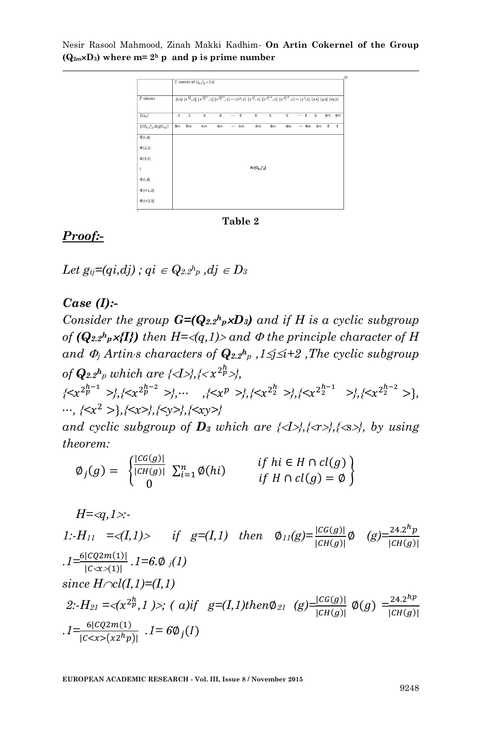| | Γ-classes of $Q_{2.2^h p}\times\{s\}$ | | | | | | | | | | | | | |
|---|---|---|---|---|---|---|---|---|---|---|---|---|---|---|
| Γ-classes | $[I,s]$ | $[x^{2^h_p},s]$ | $[x^{2^{h-1}_p},s]$ | $[x^{2^{h-2}_p},s]$ | ⋯ | $[x^p,s]$ | $[x^{2^h_2},s]$ | $[x^{2^{h-1}_2},s]$ | $[x^{2^{h-2}_2},s]$ | ⋯ | $[x^2,s]$ | $[x,s]$ | $[y,s]$ | $[xy,s]$ |
| $\|CL_\alpha\|$ | 3 | 3 | 6 | 6 | ⋯ | 6 | 6 | 6 | 6 | ⋯ | 6 | 6 | 6m | 6m |
| $\|C_{Q_{2.2^h p}\times D_3}(CL_\alpha)\|$ | 8m | 8m | 4m | 4m | ⋯ | 4m | 4m | 4m | 4m | ⋯ | 4m | 4m | 8 | 8 |
| Φ(1,3) | | | | | | | | | | | | | | |
| Φ(2,3) | | | | | | | | | | | | | | |
| Φ(3,3) | | | | | | | | | | | | | | |
| ⋮ | | | | | | $Ar(Q_{2.2^h p})$ | | | | | | | | |
| Φ(i,3) | | | | | | | | | | | | | | |
| Φ(i+1,3) | | | | | | | | | | | | | | |
| Φ(i+2,3) | | | | | | | | | | | | | | |

**Table 2**

## ***Proof:-***

*Let* $g_{ij}=(q_i,d_j)$ ; $q_i \in Q_{2.2^h p}$ , $d_j \in D_3$

### ***Case (I):-***

*Consider the group* $\boldsymbol{G=(Q_{2.2^h p}\times D_3)}$ *and if H is a cyclic subgroup of* $\boldsymbol{(Q_{2.2^h p}\times\{I\})}$ *then* $H=\langle(q,1)\rangle$ *and Φ the principle character of H and* $\Phi_j$ *Artin's characters of* $Q_{2.2^h p}$ , $1\leq j\leq i+2$ *, The cyclic subgroup of* $\boldsymbol{Q_{2.2^h p}}$ *which are* $\{\langle I\rangle\},\{\langle x^{2^h_p}\rangle\}$,
$\{\langle x^{2^{h-1}_p}\rangle\},\{\langle x^{2^{h-2}_p}\rangle\},\cdots,\{\langle x^p\rangle\},\{\langle x^{2^h_2}\rangle\},\{\langle x^{2^{h-1}_2}\rangle\},\{\langle x^{2^{h-2}_2}\rangle\}$,
$\cdots,\{\langle x^2\rangle\},\{\langle x\rangle\},\{\langle y\rangle\},\{\langle xy\rangle\}$
*and cyclic subgroup of* $\boldsymbol{D_3}$ *which are* $\{\langle I\rangle\},\{\langle r\rangle\},\{\langle s\rangle\}$*, by using theorem:*

$$\emptyset_j(g)=\begin{cases}\frac{|CG(g)|}{|CH(g)|}\sum_{i=1}^{n}\emptyset(hi) & if\ hi\in H\cap cl(g)\\ 0 & if\ H\cap cl(g)=\emptyset\end{cases}$$

*H=<q,1>:-*

*1:-* $H_{11}=\langle(I,1)\rangle$ *if* $g=(I,1)$ *then* $\emptyset_{11}(g)=\frac{|CG(g)|}{|CH(g)|}\emptyset\ (g)=\frac{24.2^h p}{|CH(g)|}.1=\frac{6|CQ2m(1)|}{|C\langle x\rangle(1)|}.1=6.\emptyset_j(1)$

*since* $H\cap cl(I,1)=(I,1)$

*2:-* $H_{21}=\langle(x^{2^h_p},1)\rangle$*; ( a)if* $g=(I,1)$ *then* $\emptyset_{21}\ (g)=\frac{|CG(g)|}{|CH(g)|}\ \emptyset(g)=\frac{24.2^{hp}}{|CH(g)|}.1=\frac{6|CQ2m(1)}{|C\langle x\rangle(x^{2^h}p)|}\ .1=6\emptyset_j(I)$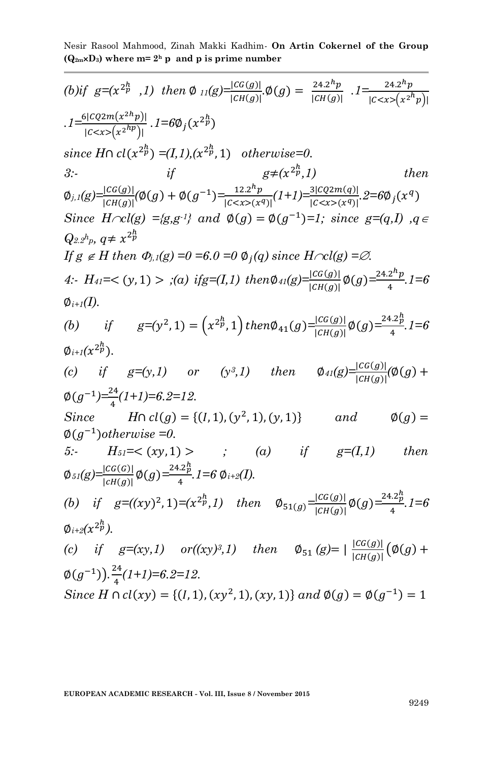(b)if $g=(x^{2^h_p},1)$ then $\emptyset_{11}(g)=\frac{|CG(g)|}{|CH(g)|}.\emptyset(g) = \frac{24.2^h p}{|CH(g)|}.1=\frac{24.2^h p}{|C<x>(x^{2^h}p)|}$ $.1=\frac{6|CQ2m(x^{2h}p)|}{|C<x>(x^{2^{hp}})|}.1=6\emptyset_j(x^{2^h_p})$

since $H\cap cl(x^{2^h_p})=(I,1),(x^{2^h_p},1)$ otherwise=0.

3:- if $g\neq(x^{2^h_p},1)$ then $\emptyset_{j,1}(g)=\frac{|CG(g)|}{|CH(g)|}(\emptyset(g)+\emptyset(g^{-1})=\frac{12.2^h p}{|C<x>(x^q)|}(1+1)=\frac{3|CQ2m(q)|}{|C<x>(x^q)|}.2=6\emptyset_j(x^q)$

Since $H\cap cl(g)=\{g,g^{-1}\}$ and $\emptyset(g)=\emptyset(g^{-1})=1$; since $g=(q,I)$, $q\in Q_{2.2^h p}$, $q\neq x^{2^h_p}$

If $g\notin H$ then $\Phi_{j,1}(g)=0=6.0=0\ \emptyset_j(q)$ since $H\cap cl(g)=\emptyset$.

4:- $H_{41}=<(y,1)>$ ;(a) if $g=(I,1)$ then $\emptyset_{41}(g)=\frac{|CG(g)|}{|CH(g)|}\emptyset(g)=\frac{24.2^h p}{4}.1=6\ \emptyset_{i+1}(I)$.

(b) if $g=(y^2,1)=(x^{2^h_p},1)$ then $\emptyset_{41}(g)=\frac{|CG(g)|}{|CH(g)|}\emptyset(g)=\frac{24.2^h_p}{4}.1=6\ \emptyset_{i+1}(x^{2^h_p})$.

(c) if $g=(y,1)$ or $(y^3,1)$ then $\emptyset_{41}(g)=\frac{|CG(g)|}{|CH(g)|}(\emptyset(g)+\emptyset(g^{-1})=\frac{24}{4}(1+1)=6.2=12$.

Since $H\cap cl(g)=\{(I,1),(y^2,1),(y,1)\}$ and $\emptyset(g)=\emptyset(g^{-1})$ otherwise $=0$.

5:- $H_{51}=<(xy,1)>$ ; (a) if $g=(I,1)$ then $\emptyset_{51}(g)=\frac{|CG(G)|}{|cH(g)|}\emptyset(g)=\frac{24.2^h_p}{4}.1=6\ \emptyset_{i+2}(I)$.

(b) if $g=((xy)^2,1)=(x^{2^h_p},1)$ then $\emptyset_{51(g)}=\frac{|CG(g)|}{|CH(g)|}\emptyset(g)=\frac{24.2^h_p}{4}.1=6\ \emptyset_{i+2}(x^{2^h_p})$.

(c) if $g=(xy,1)$ or $((xy)^3,1)$ then $\emptyset_{51}(g)=|\frac{|CG(g)|}{|CH(g)|}(\emptyset(g)+\emptyset(g^{-1})).\frac{24}{4}(1+1)=6.2=12$.

Since $H\cap cl(xy)=\{(I,1),(xy^2,1),(xy,1)\}$ and $\emptyset(g)=\emptyset(g^{-1})=1$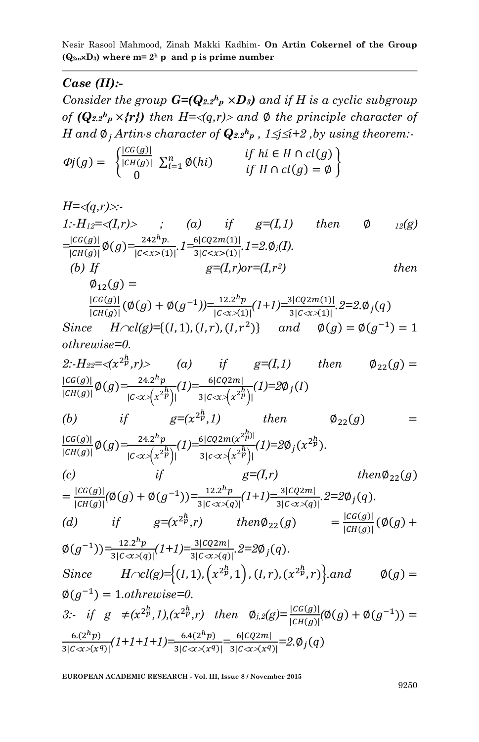## *Case (II):-*

*Consider the group* $G=(Q_{2.2^h p}\times D_3)$ *and if H is a cyclic subgroup of* $(Q_{2.2^h p}\times\{r\})$ *then* $H=\langle(q,r)\rangle$ *and* $\emptyset$ *the principle character of H and* $\emptyset_j$ *Artin's character of* $Q_{2.2^h p}$ *,* $1\leq j\leq i+2$ *, by using theorem:-*

$$\Phi j(g) = \begin{cases} \frac{|CG(g)|}{|CH(g)|}\sum_{i=1}^{n}\emptyset(hi) & \text{if } hi\in H\cap cl(g) \\ 0 & \text{if } H\cap cl(g)=\emptyset \end{cases}$$

$H=\langle(q,r)\rangle$:-

1:- $H_{12}=\langle(I,r)\rangle$ ; (a) if $g=(I,1)$ then $\emptyset_{12}(g) = \frac{|CG(g)|}{|CH(g)|}\emptyset(g) = \frac{24 2^h p.}{|C\langle x\rangle(1)|}.1 = \frac{6|CQ2m(1)|}{3|C\langle x\rangle(1)|}.1 = 2.\emptyset_j(I)$.

(b) If $g=(I,r)$ or $=(I,r^2)$ then $\emptyset_{12}(g) = \frac{|CG(g)|}{|CH(g)|}(\emptyset(g)+\emptyset(g^{-1})) = \frac{12.2^h p}{|C\langle x\rangle(1)|}(1+1) = \frac{3|CQ2m(1)|}{3|C\langle x\rangle(1)|}.2 = 2.\emptyset_j(q)$

Since $H\cap cl(g)=\{(I,1),(I,r),(I,r^2)\}$ and $\emptyset(g)=\emptyset(g^{-1})=1$ othrewise=0.

2:- $H_{22}=\langle(x^{2^h_p},r)\rangle$ (a) if $g=(I,1)$ then $\emptyset_{22}(g) = \frac{|CG(g)|}{|CH(g)|}\emptyset(g) = \frac{24.2^h p}{|C\langle x\rangle(x^{2^h_p})|}(1) = \frac{6|CQ2m|}{3|C\langle x\rangle(x^{2^h_p})|}(1) = 2\emptyset_j(I)$

(b) if $g=(x^{2^h_p},1)$ then $\emptyset_{22}(g) = \frac{|CG(g)|}{|CH(g)|}\emptyset(g) = \frac{24.2^h p}{|C\langle x\rangle(x^{2^h_p})|}(1) = \frac{6|CQ2m(x^{2^h_p})|}{3|c\langle x\rangle(x^{2^h_p})|}(1) = 2\emptyset_j(x^{2^h_p})$.

(c) if $g=(I,r)$ then $\emptyset_{22}(g) = \frac{|CG(g)|}{|CH(g)|}(\emptyset(g)+\emptyset(g^{-1})) = \frac{12.2^h p}{3|C\langle x\rangle(q)|}(1+1) = \frac{3|CQ2m|}{3|C\langle x\rangle(q)|}.2 = 2\emptyset_j(q)$.

(d) if $g=(x^{2^h_p},r)$ then $\emptyset_{22}(g) = \frac{|CG(g)|}{|CH(g)|}(\emptyset(g)+\emptyset(g^{-1})) = \frac{12.2^h p}{3|C\langle x\rangle(q)|}(1+1) = \frac{3|CQ2m|}{3|C\langle x\rangle(q)|}.2 = 2\emptyset_j(q)$.

Since $H\cap cl(g)=\{(I,1),(x^{2^h_p},1),(I,r),(x^{2^h_p},r)\}$. and $\emptyset(g)=\emptyset(g^{-1})=1$. othrewise=0.

3:- if $g\neq(x^{2^h_p},1),(x^{2^h_p},r)$ then $\emptyset_{j,2}(g) = \frac{|CG(g)|}{|CH(g)|}(\emptyset(g)+\emptyset(g^{-1})) = \frac{6.(2^h p)}{3|C\langle x\rangle(x^q)|}(1+1+1+1) = \frac{6.4(2^h p)}{3|C\langle x\rangle(x^q)|} = \frac{6|CQ2m|}{3|C\langle x\rangle(x^q)|} = 2.\emptyset_j(q)$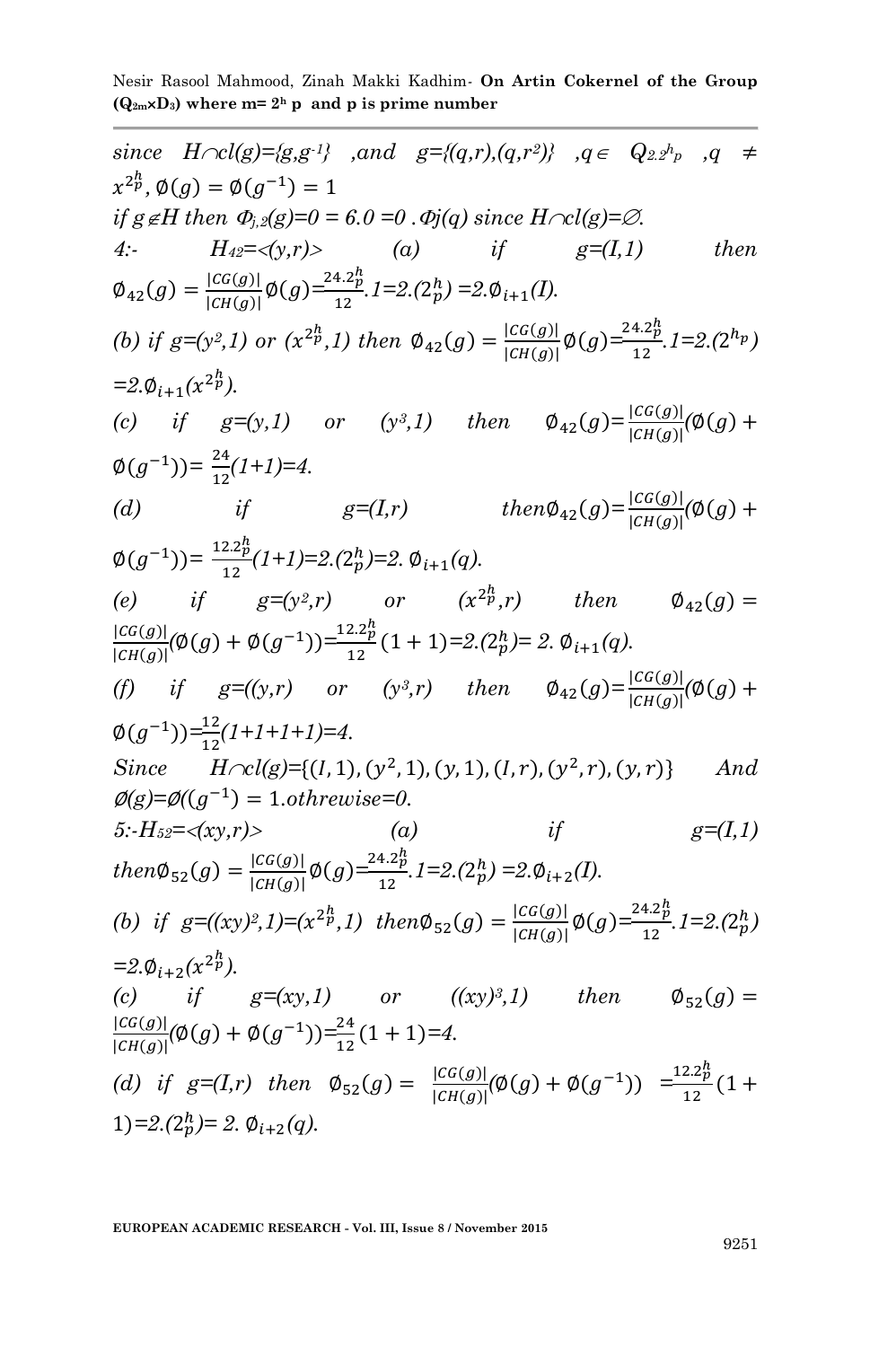*since* $H \cap cl(g)=\{g,g^{-1}\}$ *,and* $g=\{(q,r),(q,r^2)\}$ *,*$q \in Q_{2.2^h p}$ *,*$q \neq x^{2^h_p}$, $\emptyset(g) = \emptyset(g^{-1}) = 1$

*if* $g \notin H$ *then* $\Phi_{j,2}(g)=0 = 6.0 =0$ *.*$\Phi j(q)$ *since* $H \cap cl(g)=\emptyset$.

4:- $H_{42}=\langle (y,r) \rangle$ (a) if $g=(I,1)$ then $\emptyset_{42}(g) = \frac{|CG(g)|}{|CH(g)|}\emptyset(g)=\frac{24.2^h_p}{12}.1=2.(2^h_p) =2.\emptyset_{i+1}(I)$.

(b) if $g=(y^2,1)$ or $(x^{2^h_p},1)$ then $\emptyset_{42}(g) = \frac{|CG(g)|}{|CH(g)|}\emptyset(g)=\frac{24.2^h_p}{12}.1=2.(2^{h_p}) =2.\emptyset_{i+1}(x^{2^h_p})$.

(c) if $g=(y,1)$ or $(y^3,1)$ then $\emptyset_{42}(g)=\frac{|CG(g)|}{|CH(g)|}(\emptyset(g) + \emptyset(g^{-1}))= \frac{24}{12}(1+1)=4$.

(d) if $g=(I,r)$ then $\emptyset_{42}(g)=\frac{|CG(g)|}{|CH(g)|}(\emptyset(g) + \emptyset(g^{-1}))= \frac{12.2^h_p}{12}(1+1)=2.(2^h_p)=2.\ \emptyset_{i+1}(q)$.

(e) if $g=(y^2,r)$ or $(x^{2^h_p},r)$ then $\emptyset_{42}(g) = \frac{|CG(g)|}{|CH(g)|}(\emptyset(g) + \emptyset(g^{-1}))=\frac{12.2^h_p}{12}(1 + 1)=2.(2^h_p)= 2.\ \emptyset_{i+1}(q)$.

(f) if $g=((y,r)$ or $(y^3,r)$ then $\emptyset_{42}(g)=\frac{|CG(g)|}{|CH(g)|}(\emptyset(g) + \emptyset(g^{-1}))=\frac{12}{12}(1+1+1+1)=4$.

Since $H \cap cl(g)=\{(I,1),(y^2,1),(y,1),(I,r),(y^2,r),(y,r)\}$ And $\emptyset(g)=\emptyset((g^{-1}) = 1$.othrewise=0.

5:-$H_{52}=\langle (xy,r) \rangle$ (a) if $g=(I,1)$ then$\emptyset_{52}(g) = \frac{|CG(g)|}{|CH(g)|}\emptyset(g)=\frac{24.2^h_p}{12}.1=2.(2^h_p) =2.\emptyset_{i+2}(I)$.

(b) if $g=((xy)^2,1)=(x^{2^h_p},1)$ then$\emptyset_{52}(g) = \frac{|CG(g)|}{|CH(g)|}\emptyset(g)=\frac{24.2^h_p}{12}.1=2.(2^h_p) =2.\emptyset_{i+2}(x^{2^h_p})$.

(c) if $g=(xy,1)$ or $((xy)^3,1)$ then $\emptyset_{52}(g) = \frac{|CG(g)|}{|CH(g)|}(\emptyset(g) + \emptyset(g^{-1}))=\frac{24}{12}(1 + 1)=4$.

(d) if $g=(I,r)$ then $\emptyset_{52}(g) = \frac{|CG(g)|}{|CH(g)|}(\emptyset(g) + \emptyset(g^{-1})) =\frac{12.2^h_p}{12}(1 + 1)=2.(2^h_p)= 2.\ \emptyset_{i+2}(q)$.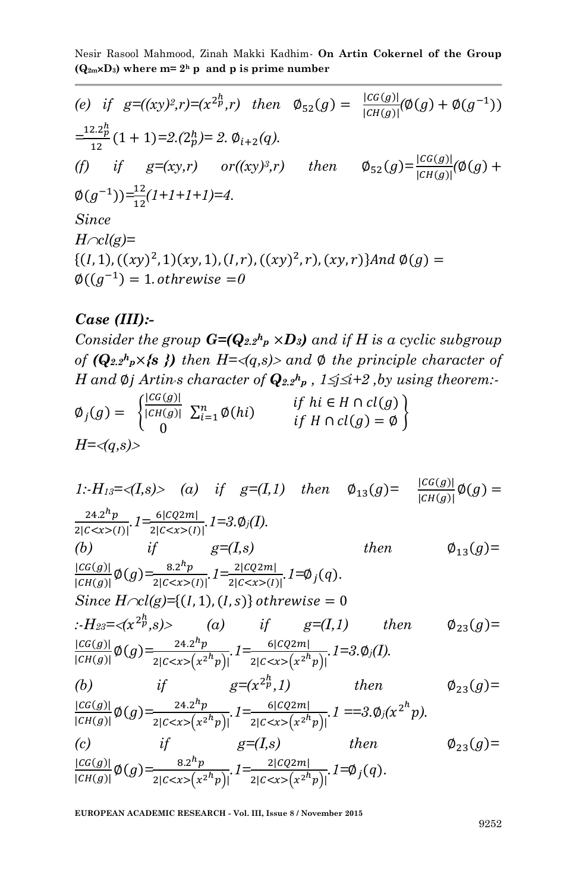*(e) if $g=((xy)^2,r)=(x^{2^h_p},r)$ then* $\emptyset_{52}(g) = \frac{|CG(g)|}{|CH(g)|}(\emptyset(g) + \emptyset(g^{-1}))$ $=\frac{12.2^h_p}{12}(1+1)=2.(2^h_p)= 2.\ \emptyset_{i+2}(q)$.

*(f) if $g=(xy,r)$ or $((xy)^3,r)$ then* $\emptyset_{52}(g)=\frac{|CG(g)|}{|CH(g)|}(\emptyset(g) + \emptyset(g^{-1}))=\frac{12}{12}(1+1+1+1)=4$.

*Since*

$H\cap cl(g)=$ $\{(I,1),((xy)^2,1)(xy,1),(I,r),((xy)^2,r),(xy,r)\}$ *And* $\emptyset(g) = \emptyset((g^{-1}) = 1.$ *othrewise* $=0$

## *Case (III):-*

*Consider the group $G=(Q_{2.2^h p} \times D_3)$ and if H is a cyclic subgroup of $(Q_{2.2^h p}\times\{s\})$ then $H=\langle(q,s)\rangle$ and $\emptyset$ the principle character of H and $\emptyset j$ Artin's character of $Q_{2.2^h p}$, $1\leq j\leq i+2$ ,by using theorem:-*

$$\emptyset_j(g) = \begin{cases} \frac{|CG(g)|}{|CH(g)|}\sum_{i=1}^{n}\emptyset(hi) & if\ hi \in H \cap cl(g) \\ 0 & if\ H \cap cl(g) = \emptyset \end{cases}$$

$H=\langle(q,s)\rangle$

*1:-$H_{13}=\langle(I,s)\rangle$ (a) if $g=(I,1)$ then* $\emptyset_{13}(g)= \frac{|CG(g)|}{|CH(g)|}\emptyset(g) = \frac{24.2^h p}{2|C\langle x\rangle(I)|}.1=\frac{6|CQ2m|}{2|C\langle x\rangle(I)|}.1=3.\emptyset_j(I)$.

*(b) if $g=(I,s)$ then* $\emptyset_{13}(g)= \frac{|CG(g)|}{|CH(g)|}\emptyset(g)=\frac{8.2^h p}{2|C\langle x\rangle(I)|}.1=\frac{2|CQ2m|}{2|C\langle x\rangle(I)|}.1=\emptyset_j(q)$.

*Since $H\cap cl(g)=\{(I,1),(I,s)\}$ othrewise* $= 0$

*:-$H_{23}=\langle(x^{2^h_p},s)\rangle$ (a) if $g=(I,1)$ then* $\emptyset_{23}(g)= \frac{|CG(g)|}{|CH(g)|}\emptyset(g)=\frac{24.2^h p}{2|C\langle x\rangle(x^{2^h}p)|}.1=\frac{6|CQ2m|}{2|C\langle x\rangle(x^{2^h}p)|}.1=3.\emptyset_j(I)$.

*(b) if $g=(x^{2^h_p},1)$ then* $\emptyset_{23}(g)= \frac{|CG(g)|}{|CH(g)|}\emptyset(g)=\frac{24.2^h p}{2|C\langle x\rangle(x^{2^h}p)|}.1=\frac{6|CQ2m|}{2|C\langle x\rangle(x^{2^h}p)|}.1 ==3.\emptyset_j(x^{2^h}p)$.

*(c) if $g=(I,s)$ then* $\emptyset_{23}(g)= \frac{|CG(g)|}{|CH(g)|}\emptyset(g)=\frac{8.2^h p}{2|C\langle x\rangle(x^{2^h}p)|}.1=\frac{2|CQ2m|}{2|C\langle x\rangle(x^{2^h}p)|}.1=\emptyset_j(q)$.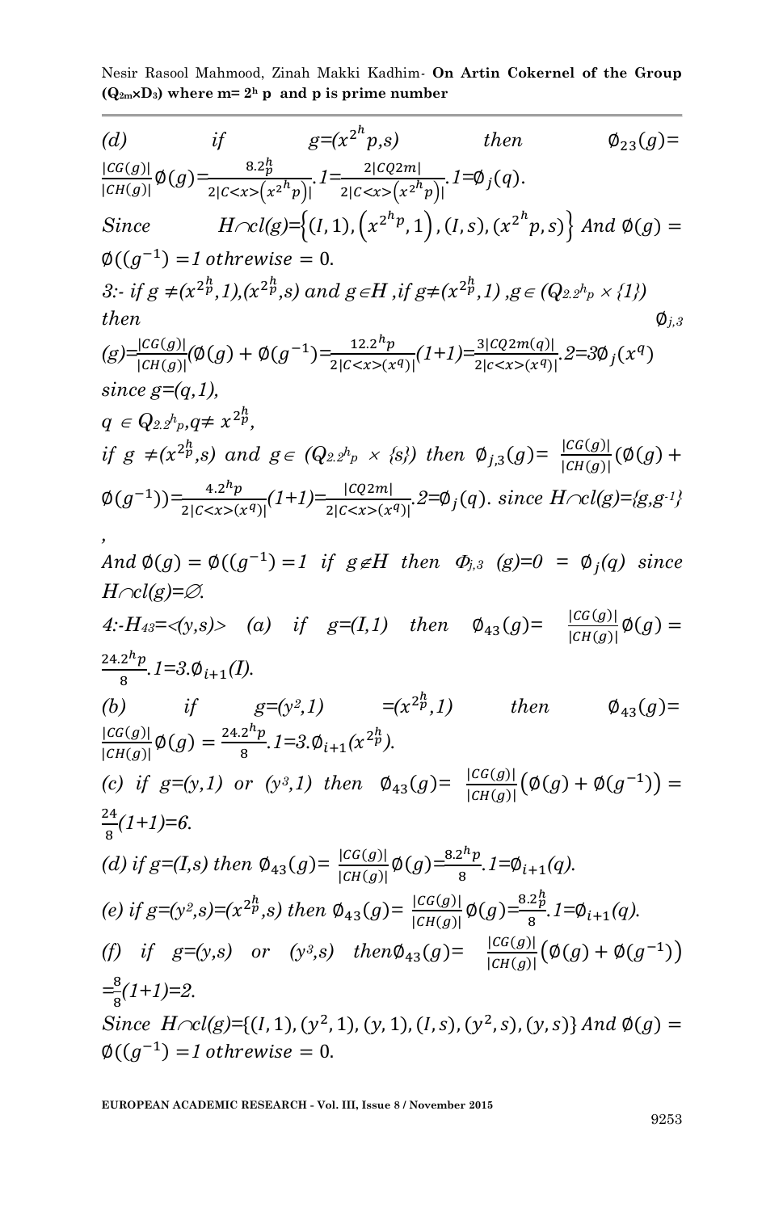(d) if $g=(x^{2^h}p,s)$ then $\emptyset_{23}(g)=\frac{|CG(g)|}{|CH(g)|}\emptyset(g)=\frac{8.2^h_p}{2|C<x>(x^{2^h}p)|}.1=\frac{2|CQ2m|}{2|C<x>(x^{2^h}p)|}.1=\emptyset_j(q)$.

Since $H\cap cl(g)=\{(I,1),(x^{2^h p},1),(I,s),(x^{2^h}p,s)\}$ And $\emptyset(g)=\emptyset((g^{-1})=1$ othrewise $=0$.

3:- if $g\neq(x^{2^h_p},1),(x^{2^h_p},s)$ and $g\in H$, if $g\neq(x^{2^h_p},1)$, $g\in(Q_{2.2^h p}\times\{1\})$ then $\emptyset_{j,3}(g)=\frac{|CG(g)|}{|CH(g)|}(\emptyset(g)+\emptyset(g^{-1})=\frac{12.2^h p}{2|C<x>(x^q)|}(1+1)=\frac{3|CQ2m(q)|}{2|c<x>(x^q)|}.2=3\emptyset_j(x^q)$

since $g=(q,1)$,

$q\in Q_{2.2^h p}, q\neq x^{2^h_p}$,

if $g\neq(x^{2^h_p},s)$ and $g\in(Q_{2.2^h p}\times\{s\})$ then $\emptyset_{j,3}(g)=\frac{|CG(g)|}{|CH(g)|}(\emptyset(g)+\emptyset(g^{-1}))=\frac{4.2^h p}{2|C<x>(x^q)|}(1+1)=\frac{|CQ2m|}{2|C<x>(x^q)|}.2=\emptyset_j(q)$. since $H\cap cl(g)=\{g,g^{-1}\}$,

And $\emptyset(g)=\emptyset((g^{-1})=1$ if $g\notin H$ then $\Phi_{j,3}(g)=0=\emptyset_j(q)$ since $H\cap cl(g)=\emptyset$.

4:- $H_{43}=<(y,s)>$ (a) if $g=(I,1)$ then $\emptyset_{43}(g)=\frac{|CG(g)|}{|CH(g)|}\emptyset(g)=\frac{24.2^h p}{8}.1=3.\emptyset_{i+1}(I)$.

(b) if $g=(y^2,1)=(x^{2^h_p},1)$ then $\emptyset_{43}(g)=\frac{|CG(g)|}{|CH(g)|}\emptyset(g)=\frac{24.2^h p}{8}.1=3.\emptyset_{i+1}(x^{2^h_p})$.

(c) if $g=(y,1)$ or $(y^3,1)$ then $\emptyset_{43}(g)=\frac{|CG(g)|}{|CH(g)|}(\emptyset(g)+\emptyset(g^{-1}))=\frac{24}{8}(1+1)=6$.

(d) if $g=(I,s)$ then $\emptyset_{43}(g)=\frac{|CG(g)|}{|CH(g)|}\emptyset(g)=\frac{8.2^h p}{8}.1=\emptyset_{i+1}(q)$.

(e) if $g=(y^2,s)=(x^{2^h_p},s)$ then $\emptyset_{43}(g)=\frac{|CG(g)|}{|CH(g)|}\emptyset(g)=\frac{8.2^h_p}{8}.1=\emptyset_{i+1}(q)$.

(f) if $g=(y,s)$ or $(y^3,s)$ then $\emptyset_{43}(g)=\frac{|CG(g)|}{|CH(g)|}(\emptyset(g)+\emptyset(g^{-1}))=\frac{8}{8}(1+1)=2$.

Since $H\cap cl(g)=\{(I,1),(y^2,1),(y,1),(I,s),(y^2,s),(y,s)\}$ And $\emptyset(g)=\emptyset((g^{-1})=1$ othrewise $=0$.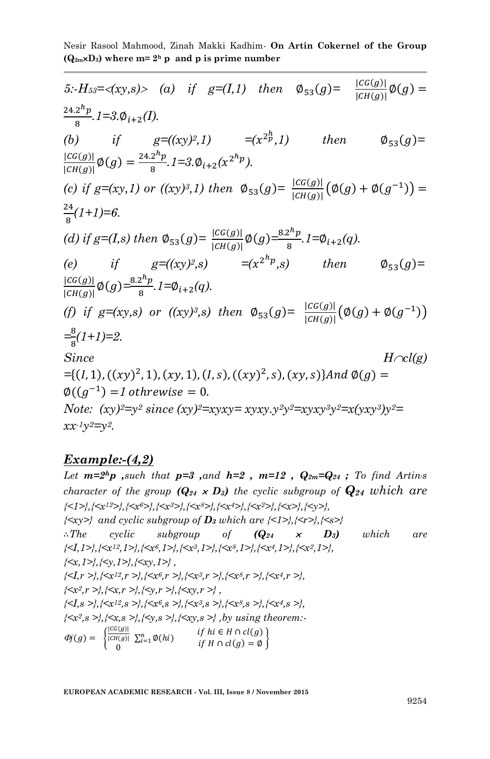5:- $H_{53}$=<(xy,s)> (a) if g=(I,1) then $\emptyset_{53}(g)= \frac{|CG(g)|}{|CH(g)|}\emptyset(g) = \frac{24.2^h p}{8}.1=3.\emptyset_{i+2}(I)$.

(b) if g=((xy)$^2$,1) =($x^{2^h_p}$,1) then $\emptyset_{53}(g)= \frac{|CG(g)|}{|CH(g)|}\emptyset(g) = \frac{24.2^h p}{8}.1=3.\emptyset_{i+2}(x^{2^h p})$.

(c) if g=(xy,1) or ((xy)$^3$,1) then $\emptyset_{53}(g)= \frac{|CG(g)|}{|CH(g)|}\left(\emptyset(g)+\emptyset(g^{-1})\right) = \frac{24}{8}(1+1)=6$.

(d) if g=(I,s) then $\emptyset_{53}(g)= \frac{|CG(g)|}{|CH(g)|}\emptyset(g)=\frac{8.2^h p}{8}.1=\emptyset_{i+2}(q)$.

(e) if g=((xy)$^2$,s) =($x^{2^h p}$,s) then $\emptyset_{53}(g)= \frac{|CG(g)|}{|CH(g)|}\emptyset(g)=\frac{8.2^h p}{8}.1=\emptyset_{i+2}(q)$.

(f) if g=(xy,s) or ((xy)$^3$,s) then $\emptyset_{53}(g)= \frac{|CG(g)|}{|CH(g)|}\left(\emptyset(g)+\emptyset(g^{-1})\right) =\frac{8}{8}(1+1)=2$.

Since $H\cap cl(g)$ $=\{(I,1),((xy)^2,1),(xy,1),(I,s),((xy)^2,s),(xy,s)\}$ And $\emptyset(g)=\emptyset((g^{-1})=1$ otherwise $=0$.

Note: (xy)$^2$=y$^2$ since (xy)$^2$=xyxy= xyxy.y$^2$y$^2$=xyxy$^3$y$^2$=x(yxy$^3$)y$^2$= xx$^{-1}$y$^2$=y$^2$.

## Example:-(4,2)

*Let **m=2$^h$p** ,such that **p=3** ,and **h=2** , **m=12** , **Q$_{2m}$=Q$_{24}$** ; To find Artin's character of the group **(Q$_{24}$ × D$_3$)** the cyclic subgroup of **Q$_{24}$** which are {<1>},{<x$^{12}$>},{<x$^6$>},{<x$^3$>},{<x$^8$>},{<x$^4$>},{<x$^2$>},{<x>},{<y>}, {<xy>} and cyclic subgroup of **D$_3$** which are {<1>},{<r>},{<s>}*

*∴The cyclic subgroup of **(Q$_{24}$ × D$_3$)** which are {<I,1>},{<x$^{12}$,1>},{<x$^6$,1>},{<x$^3$,1>},{<x$^8$,1>},{<x$^4$,1>},{<x$^2$,1>}, {<x,1>},{<y,1>},{<xy,1>} ,*

*{<I,r >},{<x$^{12}$,r >},{<x$^6$,r >},{<x$^3$,r >},{<x$^8$,r >},{<x$^4$,r >}, {<x$^2$,r >},{<x,r >},{<y,r >},{<xy,r >} ,*

*{<I,s >},{<x$^{12}$,s >},{<x$^6$,s >},{<x$^3$,s >},{<x$^8$,s >},{<x$^4$,s >}, {<x$^2$,s >},{<x,s >},{<y,s >},{<xy,s >} ,by using theorem:-*

$$\Phi j(g) = \begin{cases} \frac{|CG(g)|}{|CH(g)|}\sum_{i=1}^{n}\emptyset(hi) & if\ hi \in H\cap cl(g) \\ 0 & if\ H\cap cl(g)=\emptyset \end{cases}$$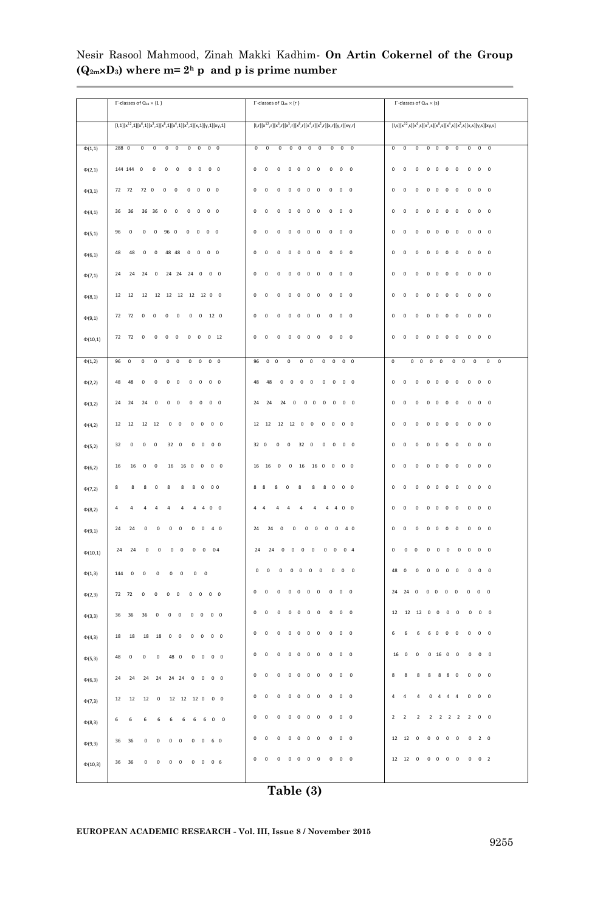| | $\Gamma$-classes of $Q_{24} \times \{1\}$ | | | | | | | | | | $\Gamma$-classes of $Q_{24} \times \{r\}$ | | | | | | | | | | $\Gamma$-classes of $Q_{24} \times \{s\}$ | | | | | | | | | |
|---|---|---|---|---|---|---|---|---|---|---|---|---|---|---|---|---|---|---|---|---|---|---|---|---|---|---|---|---|---|---|
| | $[I,1]$ | $[x^{12},1]$ | $[x^6,1]$ | $[x^4,1]$ | $[x^8,1]$ | $[x^3,1]$ | $[x^2,1]$ | $[x,1]$ | $[y,1]$ | $[xy,1]$ | $[I,r]$ | $[x^{12},r]$ | $[x^6,r]$ | $[x^4,r]$ | $[x^8,r]$ | $[x^3,r]$ | $[x^2,r]$ | $[x,r]$ | $[y,r]$ | $[xy,r]$ | $[I,s]$ | $[x^{12},s]$ | $[x^6,s]$ | $[x^4,s]$ | $[x^8,s]$ | $[x^3,s]$ | $[x^2,s]$ | $[x,s]$ | $[y,s]$ | $[xy,s]$ |
| $\Phi(1,1)$ | 288 | 0 | 0 | 0 | 0 | 0 | 0 | 0 | 0 | 0 | 0 | 0 | 0 | 0 | 0 | 0 | 0 | 0 | 0 | 0 | 0 | 0 | 0 | 0 | 0 | 0 | 0 | 0 | 0 | 0 |
| $\Phi(2,1)$ | 144 | 144 | 0 | 0 | 0 | 0 | 0 | 0 | 0 | 0 | 0 | 0 | 0 | 0 | 0 | 0 | 0 | 0 | 0 | 0 | 0 | 0 | 0 | 0 | 0 | 0 | 0 | 0 | 0 | 0 |
| $\Phi(3,1)$ | 72 | 72 | 72 | 0 | 0 | 0 | 0 | 0 | 0 | 0 | 0 | 0 | 0 | 0 | 0 | 0 | 0 | 0 | 0 | 0 | 0 | 0 | 0 | 0 | 0 | 0 | 0 | 0 | 0 | 0 |
| $\Phi(4,1)$ | 36 | 36 | 36 | 36 | 0 | 0 | 0 | 0 | 0 | 0 | 0 | 0 | 0 | 0 | 0 | 0 | 0 | 0 | 0 | 0 | 0 | 0 | 0 | 0 | 0 | 0 | 0 | 0 | 0 | 0 |
| $\Phi(5,1)$ | 96 | 0 | 0 | 0 | 96 | 0 | 0 | 0 | 0 | 0 | 0 | 0 | 0 | 0 | 0 | 0 | 0 | 0 | 0 | 0 | 0 | 0 | 0 | 0 | 0 | 0 | 0 | 0 | 0 | 0 |
| $\Phi(6,1)$ | 48 | 48 | 0 | 0 | 48 | 48 | 0 | 0 | 0 | 0 | 0 | 0 | 0 | 0 | 0 | 0 | 0 | 0 | 0 | 0 | 0 | 0 | 0 | 0 | 0 | 0 | 0 | 0 | 0 | 0 |
| $\Phi(7,1)$ | 24 | 24 | 24 | 0 | 24 | 24 | 24 | 0 | 0 | 0 | 0 | 0 | 0 | 0 | 0 | 0 | 0 | 0 | 0 | 0 | 0 | 0 | 0 | 0 | 0 | 0 | 0 | 0 | 0 | 0 |
| $\Phi(8,1)$ | 12 | 12 | 12 | 12 | 12 | 12 | 12 | 12 | 0 | 0 | 0 | 0 | 0 | 0 | 0 | 0 | 0 | 0 | 0 | 0 | 0 | 0 | 0 | 0 | 0 | 0 | 0 | 0 | 0 | 0 |
| $\Phi(9,1)$ | 72 | 72 | 0 | 0 | 0 | 0 | 0 | 0 | 12 | 0 | 0 | 0 | 0 | 0 | 0 | 0 | 0 | 0 | 0 | 0 | 0 | 0 | 0 | 0 | 0 | 0 | 0 | 0 | 0 | 0 |
| $\Phi(10,1)$ | 72 | 72 | 0 | 0 | 0 | 0 | 0 | 0 | 0 | 12 | 0 | 0 | 0 | 0 | 0 | 0 | 0 | 0 | 0 | 0 | 0 | 0 | 0 | 0 | 0 | 0 | 0 | 0 | 0 | 0 |
| $\Phi(1,2)$ | 96 | 0 | 0 | 0 | 0 | 0 | 0 | 0 | 0 | 0 | 96 | 0 | 0 | 0 | 0 | 0 | 0 | 0 | 0 | 0 | 0 | 0 | 0 | 0 | 0 | 0 | 0 | 0 | 0 | 0 |
| $\Phi(2,2)$ | 48 | 48 | 0 | 0 | 0 | 0 | 0 | 0 | 0 | 0 | 48 | 48 | 0 | 0 | 0 | 0 | 0 | 0 | 0 | 0 | 0 | 0 | 0 | 0 | 0 | 0 | 0 | 0 | 0 | 0 |
| $\Phi(3,2)$ | 24 | 24 | 24 | 0 | 0 | 0 | 0 | 0 | 0 | 0 | 24 | 24 | 24 | 0 | 0 | 0 | 0 | 0 | 0 | 0 | 0 | 0 | 0 | 0 | 0 | 0 | 0 | 0 | 0 | 0 |
| $\Phi(4,2)$ | 12 | 12 | 12 | 12 | 0 | 0 | 0 | 0 | 0 | 0 | 12 | 12 | 12 | 12 | 0 | 0 | 0 | 0 | 0 | 0 | 0 | 0 | 0 | 0 | 0 | 0 | 0 | 0 | 0 | 0 |
| $\Phi(5,2)$ | 32 | 0 | 0 | 0 | 32 | 0 | 0 | 0 | 0 | 0 | 32 | 0 | 0 | 0 | 32 | 0 | 0 | 0 | 0 | 0 | 0 | 0 | 0 | 0 | 0 | 0 | 0 | 0 | 0 | 0 |
| $\Phi(6,2)$ | 16 | 16 | 0 | 0 | 16 | 16 | 0 | 0 | 0 | 0 | 16 | 16 | 0 | 0 | 16 | 16 | 0 | 0 | 0 | 0 | 0 | 0 | 0 | 0 | 0 | 0 | 0 | 0 | 0 | 0 |
| $\Phi(7,2)$ | 8 | 8 | 8 | 0 | 8 | 8 | 8 | 0 | 0 | 0 | 8 | 8 | 8 | 0 | 8 | 8 | 8 | 0 | 0 | 0 | 0 | 0 | 0 | 0 | 0 | 0 | 0 | 0 | 0 | 0 |
| $\Phi(8,2)$ | 4 | 4 | 4 | 4 | 4 | 4 | 4 | 4 | 0 | 0 | 4 | 4 | 4 | 4 | 4 | 4 | 4 | 4 | 0 | 0 | 0 | 0 | 0 | 0 | 0 | 0 | 0 | 0 | 0 | 0 |
| $\Phi(9,2)$ | 24 | 24 | 0 | 0 | 0 | 0 | 0 | 0 | 4 | 0 | 24 | 24 | 0 | 0 | 0 | 0 | 0 | 0 | 4 | 0 | 0 | 0 | 0 | 0 | 0 | 0 | 0 | 0 | 0 | 0 |
| $\Phi(10,2)$ | 24 | 24 | 0 | 0 | 0 | 0 | 0 | 0 | 0 | 4 | 24 | 24 | 0 | 0 | 0 | 0 | 0 | 0 | 0 | 4 | 0 | 0 | 0 | 0 | 0 | 0 | 0 | 0 | 0 | 0 |
| $\Phi(1,3)$ | 144 | 0 | 0 | 0 | 0 | 0 | 0 | 0 | | | 0 | 0 | 0 | 0 | 0 | 0 | 0 | 0 | 0 | 0 | 48 | 0 | 0 | 0 | 0 | 0 | 0 | 0 | 0 | 0 |
| $\Phi(2,3)$ | 72 | 72 | 0 | 0 | 0 | 0 | 0 | 0 | 0 | 0 | 0 | 0 | 0 | 0 | 0 | 0 | 0 | 0 | 0 | 0 | 24 | 24 | 0 | 0 | 0 | 0 | 0 | 0 | 0 | 0 |
| $\Phi(3,3)$ | 36 | 36 | 36 | 0 | 0 | 0 | 0 | 0 | 0 | 0 | 0 | 0 | 0 | 0 | 0 | 0 | 0 | 0 | 0 | 0 | 12 | 12 | 12 | 0 | 0 | 0 | 0 | 0 | 0 | 0 |
| $\Phi(4,3)$ | 18 | 18 | 18 | 18 | 0 | 0 | 0 | 0 | 0 | 0 | 0 | 0 | 0 | 0 | 0 | 0 | 0 | 0 | 0 | 0 | 6 | 6 | 6 | 6 | 0 | 0 | 0 | 0 | 0 | 0 |
| $\Phi(5,3)$ | 48 | 0 | 0 | 0 | 48 | 0 | 0 | 0 | 0 | 0 | 0 | 0 | 0 | 0 | 0 | 0 | 0 | 0 | 0 | 0 | 16 | 0 | 0 | 0 | 16 | 0 | 0 | 0 | 0 | 0 |
| $\Phi(6,3)$ | 24 | 24 | 24 | 24 | 24 | 24 | 0 | 0 | 0 | 0 | 0 | 0 | 0 | 0 | 0 | 0 | 0 | 0 | 0 | 0 | 8 | 8 | 8 | 8 | 8 | 8 | 0 | 0 | 0 | 0 |
| $\Phi(7,3)$ | 12 | 12 | 12 | 0 | 12 | 12 | 12 | 0 | 0 | 0 | 0 | 0 | 0 | 0 | 0 | 0 | 0 | 0 | 0 | 0 | 4 | 4 | 4 | 0 | 4 | 4 | 4 | 0 | 0 | 0 |
| $\Phi(8,3)$ | 6 | 6 | 6 | 6 | 6 | 6 | 6 | 6 | 0 | 0 | 0 | 0 | 0 | 0 | 0 | 0 | 0 | 0 | 0 | 0 | 2 | 2 | 2 | 2 | 2 | 2 | 2 | 2 | 0 | 0 |
| $\Phi(9,3)$ | 36 | 36 | 0 | 0 | 0 | 0 | 0 | 0 | 6 | 0 | 0 | 0 | 0 | 0 | 0 | 0 | 0 | 0 | 0 | 0 | 12 | 12 | 0 | 0 | 0 | 0 | 0 | 0 | 2 | 0 |
| $\Phi(10,3)$ | 36 | 36 | 0 | 0 | 0 | 0 | 0 | 0 | 0 | 6 | 0 | 0 | 0 | 0 | 0 | 0 | 0 | 0 | 0 | 0 | 12 | 12 | 0 | 0 | 0 | 0 | 0 | 0 | 0 | 2 |

**Table (3)**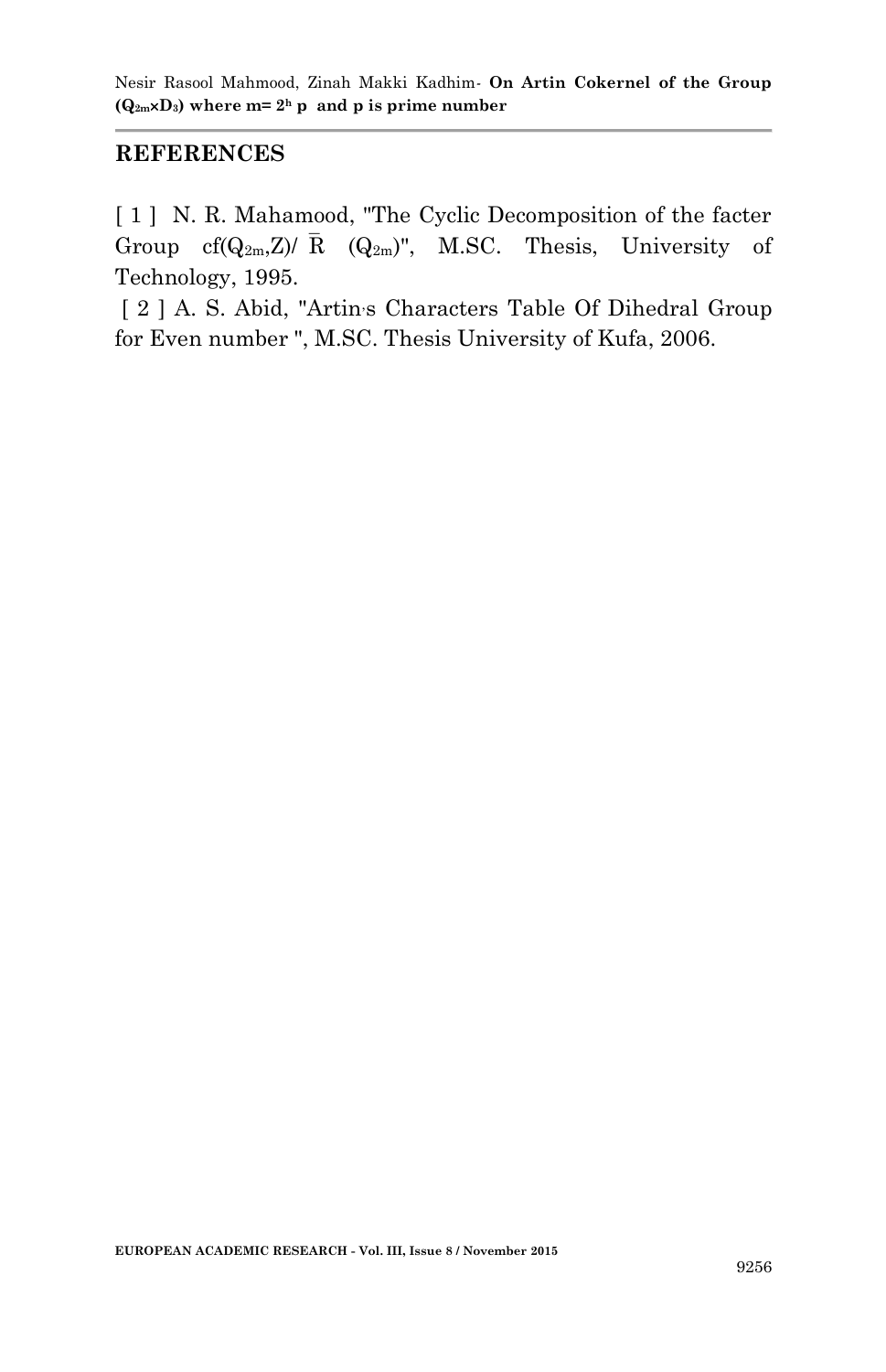## REFERENCES

[ 1 ] N. R. Mahamood, "The Cyclic Decomposition of the facter Group $cf(Q_{2m},Z)/\bar{R}(Q_{2m})$", M.SC. Thesis, University of Technology, 1995.

[ 2 ] A. S. Abid, "Artin's Characters Table Of Dihedral Group for Even number ", M.SC. Thesis University of Kufa, 2006.